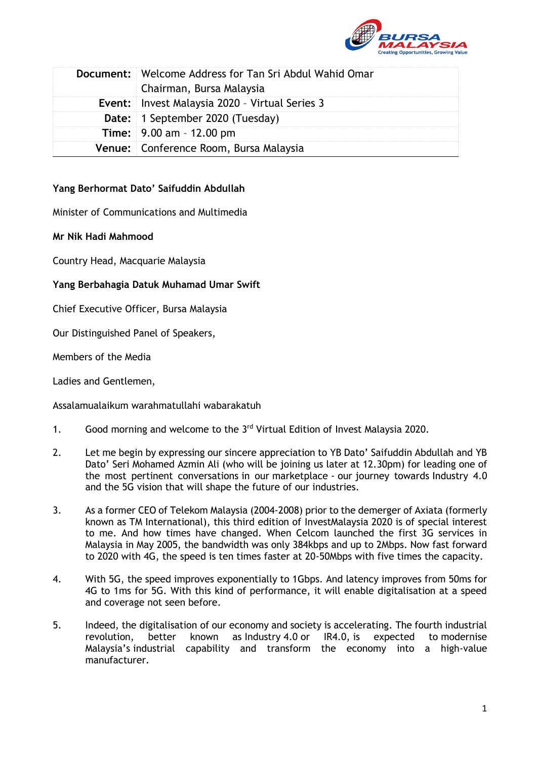| Document: | Welcome Address for Tan Sri Abdul Wahid Omar Chairman, Bursa Malaysia |
|---|---|
| Event: | Invest Malaysia 2020 – Virtual Series 3 |
| Date: | 1 September 2020 (Tuesday) |
| Time: | 9.00 am – 12.00 pm |
| Venue: | Conference Room, Bursa Malaysia |

**Yang Berhormat Dato' Saifuddin Abdullah**

Minister of Communications and Multimedia

**Mr Nik Hadi Mahmood**

Country Head, Macquarie Malaysia

**Yang Berbahagia Datuk Muhamad Umar Swift**

Chief Executive Officer, Bursa Malaysia

Our Distinguished Panel of Speakers,

Members of the Media

Ladies and Gentlemen,

Assalamualaikum warahmatullahi wabarakatuh

1. Good morning and welcome to the 3rd Virtual Edition of Invest Malaysia 2020.

2. Let me begin by expressing our sincere appreciation to YB Dato' Saifuddin Abdullah and YB Dato' Seri Mohamed Azmin Ali (who will be joining us later at 12.30pm) for leading one of the most pertinent conversations in our marketplace - our journey towards Industry 4.0 and the 5G vision that will shape the future of our industries.

3. As a former CEO of Telekom Malaysia (2004-2008) prior to the demerger of Axiata (formerly known as TM International), this third edition of InvestMalaysia 2020 is of special interest to me. And how times have changed. When Celcom launched the first 3G services in Malaysia in May 2005, the bandwidth was only 384kbps and up to 2Mbps. Now fast forward to 2020 with 4G, the speed is ten times faster at 20-50Mbps with five times the capacity.

4. With 5G, the speed improves exponentially to 1Gbps. And latency improves from 50ms for 4G to 1ms for 5G. With this kind of performance, it will enable digitalisation at a speed and coverage not seen before.

5. Indeed, the digitalisation of our economy and society is accelerating. The fourth industrial revolution, better known as Industry 4.0 or IR4.0, is expected to modernise Malaysia's industrial capability and transform the economy into a high-value manufacturer.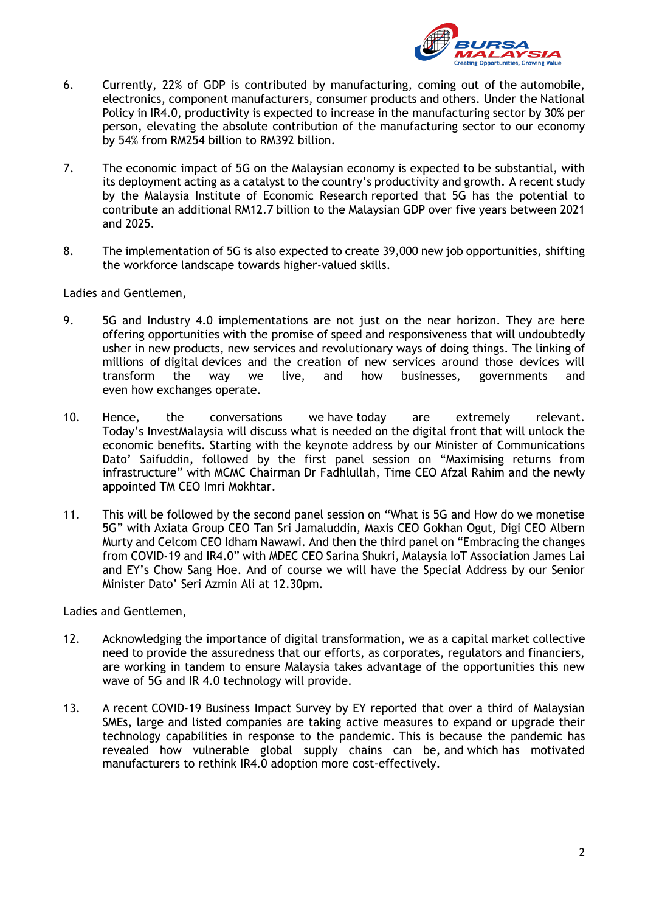6. Currently, 22% of GDP is contributed by manufacturing, coming out of the automobile, electronics, component manufacturers, consumer products and others. Under the National Policy in IR4.0, productivity is expected to increase in the manufacturing sector by 30% per person, elevating the absolute contribution of the manufacturing sector to our economy by 54% from RM254 billion to RM392 billion.

7. The economic impact of 5G on the Malaysian economy is expected to be substantial, with its deployment acting as a catalyst to the country's productivity and growth. A recent study by the Malaysia Institute of Economic Research reported that 5G has the potential to contribute an additional RM12.7 billion to the Malaysian GDP over five years between 2021 and 2025.

8. The implementation of 5G is also expected to create 39,000 new job opportunities, shifting the workforce landscape towards higher-valued skills.

Ladies and Gentlemen,

9. 5G and Industry 4.0 implementations are not just on the near horizon. They are here offering opportunities with the promise of speed and responsiveness that will undoubtedly usher in new products, new services and revolutionary ways of doing things. The linking of millions of digital devices and the creation of new services around those devices will transform the way we live, and how businesses, governments and even how exchanges operate.

10. Hence, the conversations we have today are extremely relevant. Today's InvestMalaysia will discuss what is needed on the digital front that will unlock the economic benefits. Starting with the keynote address by our Minister of Communications Dato' Saifuddin, followed by the first panel session on "Maximising returns from infrastructure" with MCMC Chairman Dr Fadhlullah, Time CEO Afzal Rahim and the newly appointed TM CEO Imri Mokhtar.

11. This will be followed by the second panel session on "What is 5G and How do we monetise 5G" with Axiata Group CEO Tan Sri Jamaluddin, Maxis CEO Gokhan Ogut, Digi CEO Albern Murty and Celcom CEO Idham Nawawi. And then the third panel on "Embracing the changes from COVID-19 and IR4.0" with MDEC CEO Sarina Shukri, Malaysia IoT Association James Lai and EY's Chow Sang Hoe. And of course we will have the Special Address by our Senior Minister Dato' Seri Azmin Ali at 12.30pm.

Ladies and Gentlemen,

12. Acknowledging the importance of digital transformation, we as a capital market collective need to provide the assuredness that our efforts, as corporates, regulators and financiers, are working in tandem to ensure Malaysia takes advantage of the opportunities this new wave of 5G and IR 4.0 technology will provide.

13. A recent COVID-19 Business Impact Survey by EY reported that over a third of Malaysian SMEs, large and listed companies are taking active measures to expand or upgrade their technology capabilities in response to the pandemic. This is because the pandemic has revealed how vulnerable global supply chains can be, and which has motivated manufacturers to rethink IR4.0 adoption more cost-effectively.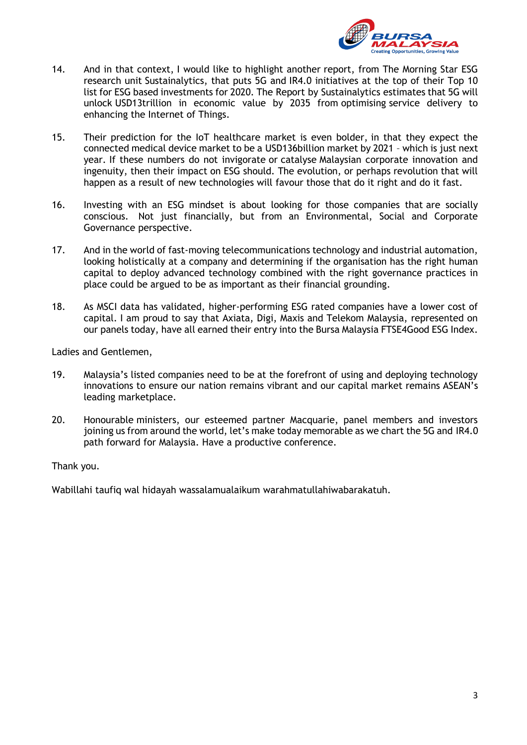14. And in that context, I would like to highlight another report, from The Morning Star ESG research unit Sustainalytics, that puts 5G and IR4.0 initiatives at the top of their Top 10 list for ESG based investments for 2020. The Report by Sustainalytics estimates that 5G will unlock USD13trillion in economic value by 2035 from optimising service delivery to enhancing the Internet of Things.

15. Their prediction for the IoT healthcare market is even bolder, in that they expect the connected medical device market to be a USD136billion market by 2021 – which is just next year. If these numbers do not invigorate or catalyse Malaysian corporate innovation and ingenuity, then their impact on ESG should. The evolution, or perhaps revolution that will happen as a result of new technologies will favour those that do it right and do it fast.

16. Investing with an ESG mindset is about looking for those companies that are socially conscious. Not just financially, but from an Environmental, Social and Corporate Governance perspective.

17. And in the world of fast-moving telecommunications technology and industrial automation, looking holistically at a company and determining if the organisation has the right human capital to deploy advanced technology combined with the right governance practices in place could be argued to be as important as their financial grounding.

18. As MSCI data has validated, higher-performing ESG rated companies have a lower cost of capital. I am proud to say that Axiata, Digi, Maxis and Telekom Malaysia, represented on our panels today, have all earned their entry into the Bursa Malaysia FTSE4Good ESG Index.

Ladies and Gentlemen,

19. Malaysia's listed companies need to be at the forefront of using and deploying technology innovations to ensure our nation remains vibrant and our capital market remains ASEAN's leading marketplace.

20. Honourable ministers, our esteemed partner Macquarie, panel members and investors joining us from around the world, let's make today memorable as we chart the 5G and IR4.0 path forward for Malaysia. Have a productive conference.

Thank you.

Wabillahi taufiq wal hidayah wassalamualaikum warahmatullahiwabarakatuh.